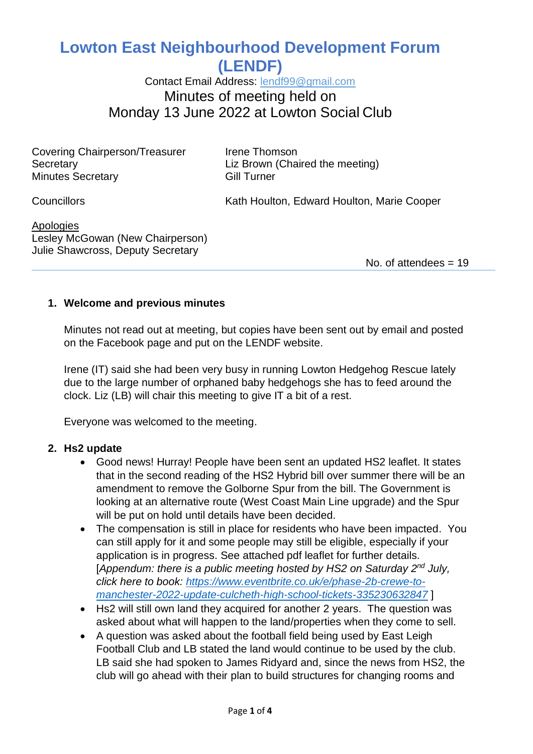# Lowton East Neighbourhood Development Forum (LENDF)

Contact Email Address: [lendf99@gmail.com](mailto:lendf99@gmail.com)

## Minutes of meeting held on Monday 13 June 2022 at Lowton Social Club

| | |
|---|---|
| Covering Chairperson/Treasurer | Irene Thomson |
| Secretary | Liz Brown (Chaired the meeting) |
| Minutes Secretary | Gill Turner |
| Councillors | Kath Houlton, Edward Houlton, Marie Cooper |

Apologies
Lesley McGowan (New Chairperson)
Julie Shawcross, Deputy Secretary

No. of attendees = 19

---

1. **Welcome and previous minutes**

   Minutes not read out at meeting, but copies have been sent out by email and posted on the Facebook page and put on the LENDF website.

   Irene (IT) said she had been very busy in running Lowton Hedgehog Rescue lately due to the large number of orphaned baby hedgehogs she has to feed around the clock. Liz (LB) will chair this meeting to give IT a bit of a rest.

   Everyone was welcomed to the meeting.

2. **Hs2 update**
   - Good news! Hurray! People have been sent an updated HS2 leaflet. It states that in the second reading of the HS2 Hybrid bill over summer there will be an amendment to remove the Golborne Spur from the bill. The Government is looking at an alternative route (West Coast Main Line upgrade) and the Spur will be put on hold until details have been decided.
   - The compensation is still in place for residents who have been impacted. You can still apply for it and some people may still be eligible, especially if your application is in progress. See attached pdf leaflet for further details. [*Appendum: there is a public meeting hosted by HS2 on Saturday 2nd July, click here to book: [https://www.eventbrite.co.uk/e/phase-2b-crewe-to-manchester-2022-update-culcheth-high-school-tickets-335230632847](https://www.eventbrite.co.uk/e/phase-2b-crewe-to-manchester-2022-update-culcheth-high-school-tickets-335230632847)* ]
   - Hs2 will still own land they acquired for another 2 years. The question was asked about what will happen to the land/properties when they come to sell.
   - A question was asked about the football field being used by East Leigh Football Club and LB stated the land would continue to be used by the club. LB said she had spoken to James Ridyard and, since the news from HS2, the club will go ahead with their plan to build structures for changing rooms and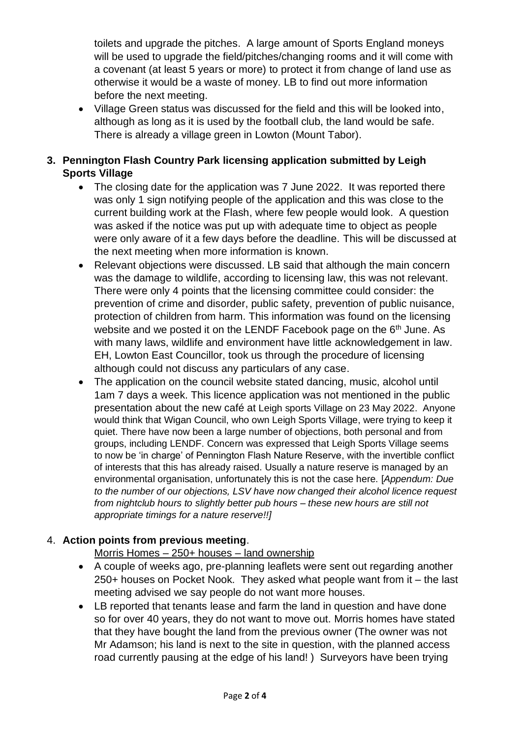toilets and upgrade the pitches. A large amount of Sports England moneys will be used to upgrade the field/pitches/changing rooms and it will come with a covenant (at least 5 years or more) to protect it from change of land use as otherwise it would be a waste of money. LB to find out more information before the next meeting.

- Village Green status was discussed for the field and this will be looked into, although as long as it is used by the football club, the land would be safe. There is already a village green in Lowton (Mount Tabor).

**3. Pennington Flash Country Park licensing application submitted by Leigh Sports Village**

- The closing date for the application was 7 June 2022. It was reported there was only 1 sign notifying people of the application and this was close to the current building work at the Flash, where few people would look. A question was asked if the notice was put up with adequate time to object as people were only aware of it a few days before the deadline. This will be discussed at the next meeting when more information is known.
- Relevant objections were discussed. LB said that although the main concern was the damage to wildlife, according to licensing law, this was not relevant. There were only 4 points that the licensing committee could consider: the prevention of crime and disorder, public safety, prevention of public nuisance, protection of children from harm. This information was found on the licensing website and we posted it on the LENDF Facebook page on the 6th June. As with many laws, wildlife and environment have little acknowledgement in law. EH, Lowton East Councillor, took us through the procedure of licensing although could not discuss any particulars of any case.
- The application on the council website stated dancing, music, alcohol until 1am 7 days a week. This licence application was not mentioned in the public presentation about the new café at Leigh sports Village on 23 May 2022. Anyone would think that Wigan Council, who own Leigh Sports Village, were trying to keep it quiet. There have now been a large number of objections, both personal and from groups, including LENDF. Concern was expressed that Leigh Sports Village seems to now be 'in charge' of Pennington Flash Nature Reserve, with the invertible conflict of interests that this has already raised. Usually a nature reserve is managed by an environmental organisation, unfortunately this is not the case here. [*Appendum: Due to the number of our objections, LSV have now changed their alcohol licence request from nightclub hours to slightly better pub hours – these new hours are still not appropriate timings for a nature reserve!!]*

4. **Action points from previous meeting**.

<u>Morris Homes – 250+ houses – land ownership</u>

- A couple of weeks ago, pre-planning leaflets were sent out regarding another 250+ houses on Pocket Nook. They asked what people want from it – the last meeting advised we say people do not want more houses.
- LB reported that tenants lease and farm the land in question and have done so for over 40 years, they do not want to move out. Morris homes have stated that they have bought the land from the previous owner (The owner was not Mr Adamson; his land is next to the site in question, with the planned access road currently pausing at the edge of his land! ) Surveyors have been trying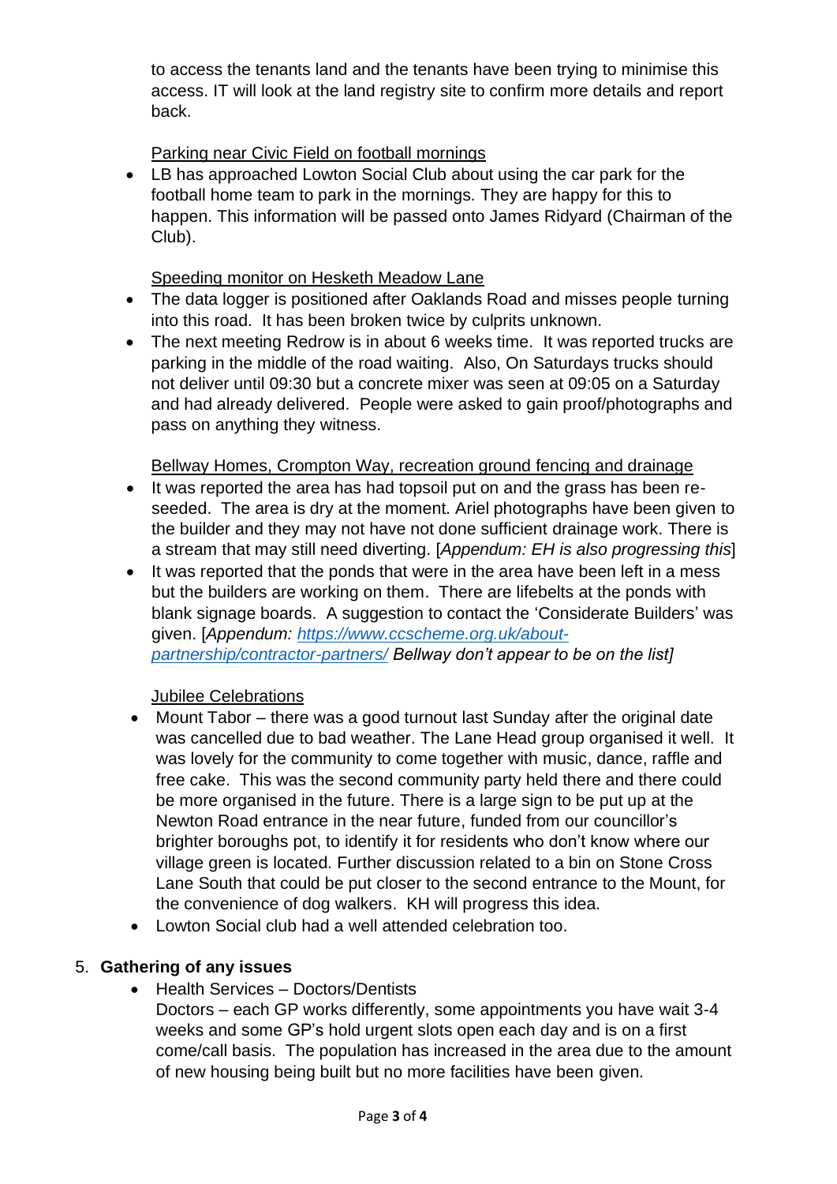to access the tenants land and the tenants have been trying to minimise this access. IT will look at the land registry site to confirm more details and report back.

<u>Parking near Civic Field on football mornings</u>

- LB has approached Lowton Social Club about using the car park for the football home team to park in the mornings. They are happy for this to happen. This information will be passed onto James Ridyard (Chairman of the Club).

<u>Speeding monitor on Hesketh Meadow Lane</u>

- The data logger is positioned after Oaklands Road and misses people turning into this road. It has been broken twice by culprits unknown.
- The next meeting Redrow is in about 6 weeks time. It was reported trucks are parking in the middle of the road waiting. Also, On Saturdays trucks should not deliver until 09:30 but a concrete mixer was seen at 09:05 on a Saturday and had already delivered. People were asked to gain proof/photographs and pass on anything they witness.

<u>Bellway Homes, Crompton Way, recreation ground fencing and drainage</u>

- It was reported the area has had topsoil put on and the grass has been re-seeded. The area is dry at the moment. Ariel photographs have been given to the builder and they may not have not done sufficient drainage work. There is a stream that may still need diverting. [*Appendum: EH is also progressing this*]
- It was reported that the ponds that were in the area have been left in a mess but the builders are working on them. There are lifebelts at the ponds with blank signage boards. A suggestion to contact the 'Considerate Builders' was given. [*Appendum: [https://www.ccscheme.org.uk/about-partnership/contractor-partners/](https://www.ccscheme.org.uk/about-partnership/contractor-partners/) Bellway don't appear to be on the list]*

<u>Jubilee Celebrations</u>

- Mount Tabor – there was a good turnout last Sunday after the original date was cancelled due to bad weather. The Lane Head group organised it well. It was lovely for the community to come together with music, dance, raffle and free cake. This was the second community party held there and there could be more organised in the future. There is a large sign to be put up at the Newton Road entrance in the near future, funded from our councillor's brighter boroughs pot, to identify it for residents who don't know where our village green is located. Further discussion related to a bin on Stone Cross Lane South that could be put closer to the second entrance to the Mount, for the convenience of dog walkers. KH will progress this idea.
- Lowton Social club had a well attended celebration too.

5. **Gathering of any issues**
   - Health Services – Doctors/Dentists
     Doctors – each GP works differently, some appointments you have wait 3-4 weeks and some GP's hold urgent slots open each day and is on a first come/call basis. The population has increased in the area due to the amount of new housing being built but no more facilities have been given.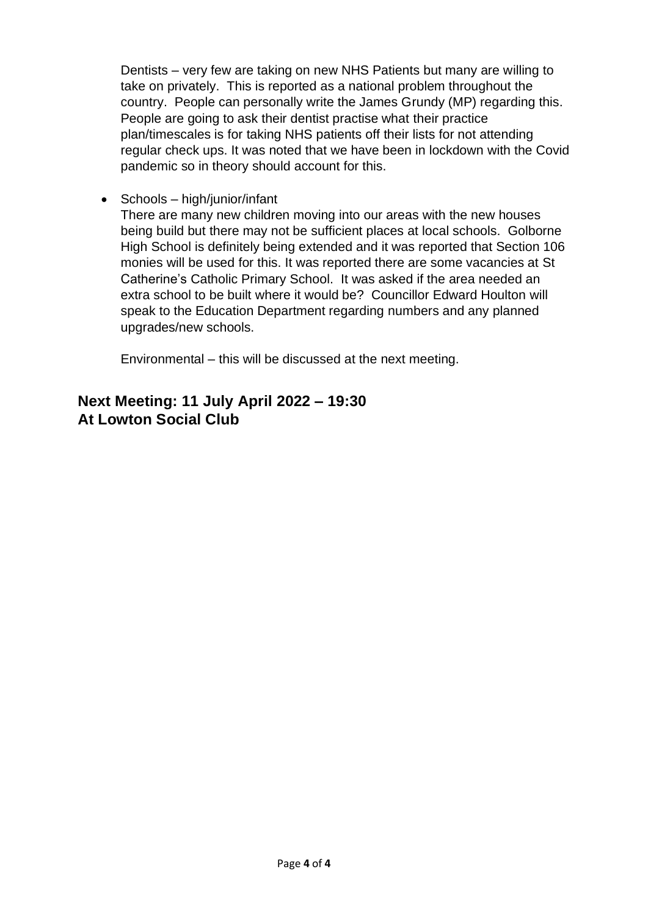Dentists – very few are taking on new NHS Patients but many are willing to take on privately. This is reported as a national problem throughout the country. People can personally write the James Grundy (MP) regarding this. People are going to ask their dentist practise what their practice plan/timescales is for taking NHS patients off their lists for not attending regular check ups. It was noted that we have been in lockdown with the Covid pandemic so in theory should account for this.

- Schools – high/junior/infant

  There are many new children moving into our areas with the new houses being build but there may not be sufficient places at local schools. Golborne High School is definitely being extended and it was reported that Section 106 monies will be used for this. It was reported there are some vacancies at St Catherine's Catholic Primary School. It was asked if the area needed an extra school to be built where it would be? Councillor Edward Houlton will speak to the Education Department regarding numbers and any planned upgrades/new schools.

  Environmental – this will be discussed at the next meeting.

## Next Meeting: 11 July April 2022 – 19:30
## At Lowton Social Club